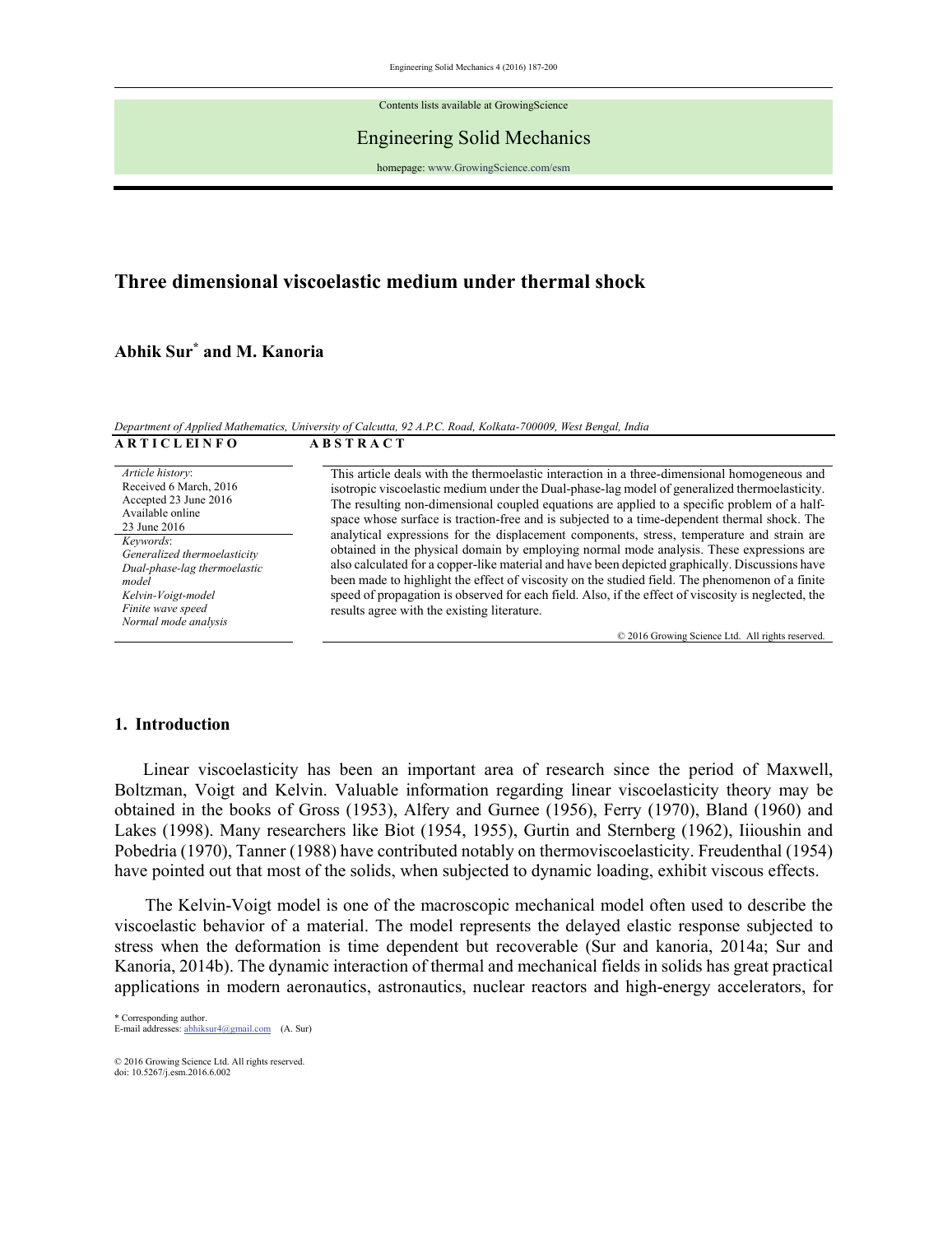Contents lists available at GrowingScience

Engineering Solid Mechanics

homepage: www.GrowingScience.com/esm

# Three dimensional viscoelastic medium under thermal shock

**Abhik Sur[*] and M. Kanoria**

*Department of Applied Mathematics, University of Calcutta, 92 A.P.C. Road, Kolkata-700009, West Bengal, India*

**A R T I C L E I N F O**

*Article history*:
Received 6 March, 2016
Accepted 23 June 2016
Available online
23 June 2016

*Keywords*:
*Generalized thermoelasticity*
*Dual-phase-lag thermoelastic model*
*Kelvin-Voigt-model*
*Finite wave speed*
*Normal mode analysis*

**A B S T R A C T**

This article deals with the thermoelastic interaction in a three-dimensional homogeneous and isotropic viscoelastic medium under the Dual-phase-lag model of generalized thermoelasticity. The resulting non-dimensional coupled equations are applied to a specific problem of a half-space whose surface is traction-free and is subjected to a time-dependent thermal shock. The analytical expressions for the displacement components, stress, temperature and strain are obtained in the physical domain by employing normal mode analysis. These expressions are also calculated for a copper-like material and have been depicted graphically. Discussions have been made to highlight the effect of viscosity on the studied field. The phenomenon of a finite speed of propagation is observed for each field. Also, if the effect of viscosity is neglected, the results agree with the existing literature.

© 2016 Growing Science Ltd. All rights reserved.

## 1. Introduction

Linear viscoelasticity has been an important area of research since the period of Maxwell, Boltzman, Voigt and Kelvin. Valuable information regarding linear viscoelasticity theory may be obtained in the books of Gross (1953), Alfery and Gurnee (1956), Ferry (1970), Bland (1960) and Lakes (1998). Many researchers like Biot (1954, 1955), Gurtin and Sternberg (1962), Iiioushin and Pobedria (1970), Tanner (1988) have contributed notably on thermoviscoelasticity. Freudenthal (1954) have pointed out that most of the solids, when subjected to dynamic loading, exhibit viscous effects.

The Kelvin-Voigt model is one of the macroscopic mechanical model often used to describe the viscoelastic behavior of a material. The model represents the delayed elastic response subjected to stress when the deformation is time dependent but recoverable (Sur and kanoria, 2014a; Sur and Kanoria, 2014b). The dynamic interaction of thermal and mechanical fields in solids has great practical applications in modern aeronautics, astronautics, nuclear reactors and high-energy accelerators, for

\* Corresponding author.
E-mail addresses: abhiksur4@gmail.com (A. Sur)

© 2016 Growing Science Ltd. All rights reserved.
doi: 10.5267/j.esm.2016.6.002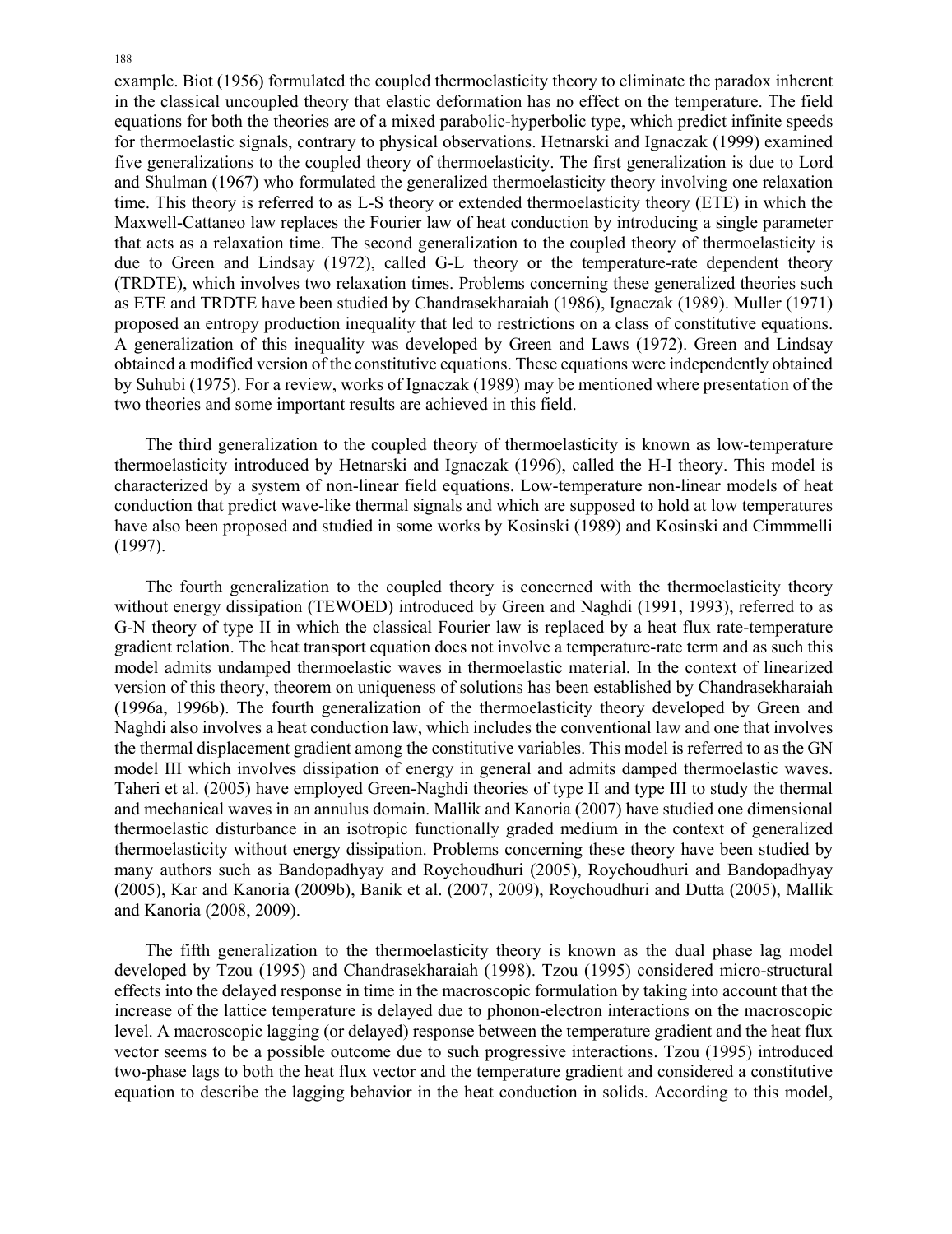example. Biot (1956) formulated the coupled thermoelasticity theory to eliminate the paradox inherent in the classical uncoupled theory that elastic deformation has no effect on the temperature. The field equations for both the theories are of a mixed parabolic-hyperbolic type, which predict infinite speeds for thermoelastic signals, contrary to physical observations. Hetnarski and Ignaczak (1999) examined five generalizations to the coupled theory of thermoelasticity. The first generalization is due to Lord and Shulman (1967) who formulated the generalized thermoelasticity theory involving one relaxation time. This theory is referred to as L-S theory or extended thermoelasticity theory (ETE) in which the Maxwell-Cattaneo law replaces the Fourier law of heat conduction by introducing a single parameter that acts as a relaxation time. The second generalization to the coupled theory of thermoelasticity is due to Green and Lindsay (1972), called G-L theory or the temperature-rate dependent theory (TRDTE), which involves two relaxation times. Problems concerning these generalized theories such as ETE and TRDTE have been studied by Chandrasekharaiah (1986), Ignaczak (1989). Muller (1971) proposed an entropy production inequality that led to restrictions on a class of constitutive equations. A generalization of this inequality was developed by Green and Laws (1972). Green and Lindsay obtained a modified version of the constitutive equations. These equations were independently obtained by Suhubi (1975). For a review, works of Ignaczak (1989) may be mentioned where presentation of the two theories and some important results are achieved in this field.

The third generalization to the coupled theory of thermoelasticity is known as low-temperature thermoelasticity introduced by Hetnarski and Ignaczak (1996), called the H-I theory. This model is characterized by a system of non-linear field equations. Low-temperature non-linear models of heat conduction that predict wave-like thermal signals and which are supposed to hold at low temperatures have also been proposed and studied in some works by Kosinski (1989) and Kosinski and Cimmmelli (1997).

The fourth generalization to the coupled theory is concerned with the thermoelasticity theory without energy dissipation (TEWOED) introduced by Green and Naghdi (1991, 1993), referred to as G-N theory of type II in which the classical Fourier law is replaced by a heat flux rate-temperature gradient relation. The heat transport equation does not involve a temperature-rate term and as such this model admits undamped thermoelastic waves in thermoelastic material. In the context of linearized version of this theory, theorem on uniqueness of solutions has been established by Chandrasekharaiah (1996a, 1996b). The fourth generalization of the thermoelasticity theory developed by Green and Naghdi also involves a heat conduction law, which includes the conventional law and one that involves the thermal displacement gradient among the constitutive variables. This model is referred to as the GN model III which involves dissipation of energy in general and admits damped thermoelastic waves. Taheri et al. (2005) have employed Green-Naghdi theories of type II and type III to study the thermal and mechanical waves in an annulus domain. Mallik and Kanoria (2007) have studied one dimensional thermoelastic disturbance in an isotropic functionally graded medium in the context of generalized thermoelasticity without energy dissipation. Problems concerning these theory have been studied by many authors such as Bandopadhyay and Roychoudhuri (2005), Roychoudhuri and Bandopadhyay (2005), Kar and Kanoria (2009b), Banik et al. (2007, 2009), Roychoudhuri and Dutta (2005), Mallik and Kanoria (2008, 2009).

The fifth generalization to the thermoelasticity theory is known as the dual phase lag model developed by Tzou (1995) and Chandrasekharaiah (1998). Tzou (1995) considered micro-structural effects into the delayed response in time in the macroscopic formulation by taking into account that the increase of the lattice temperature is delayed due to phonon-electron interactions on the macroscopic level. A macroscopic lagging (or delayed) response between the temperature gradient and the heat flux vector seems to be a possible outcome due to such progressive interactions. Tzou (1995) introduced two-phase lags to both the heat flux vector and the temperature gradient and considered a constitutive equation to describe the lagging behavior in the heat conduction in solids. According to this model,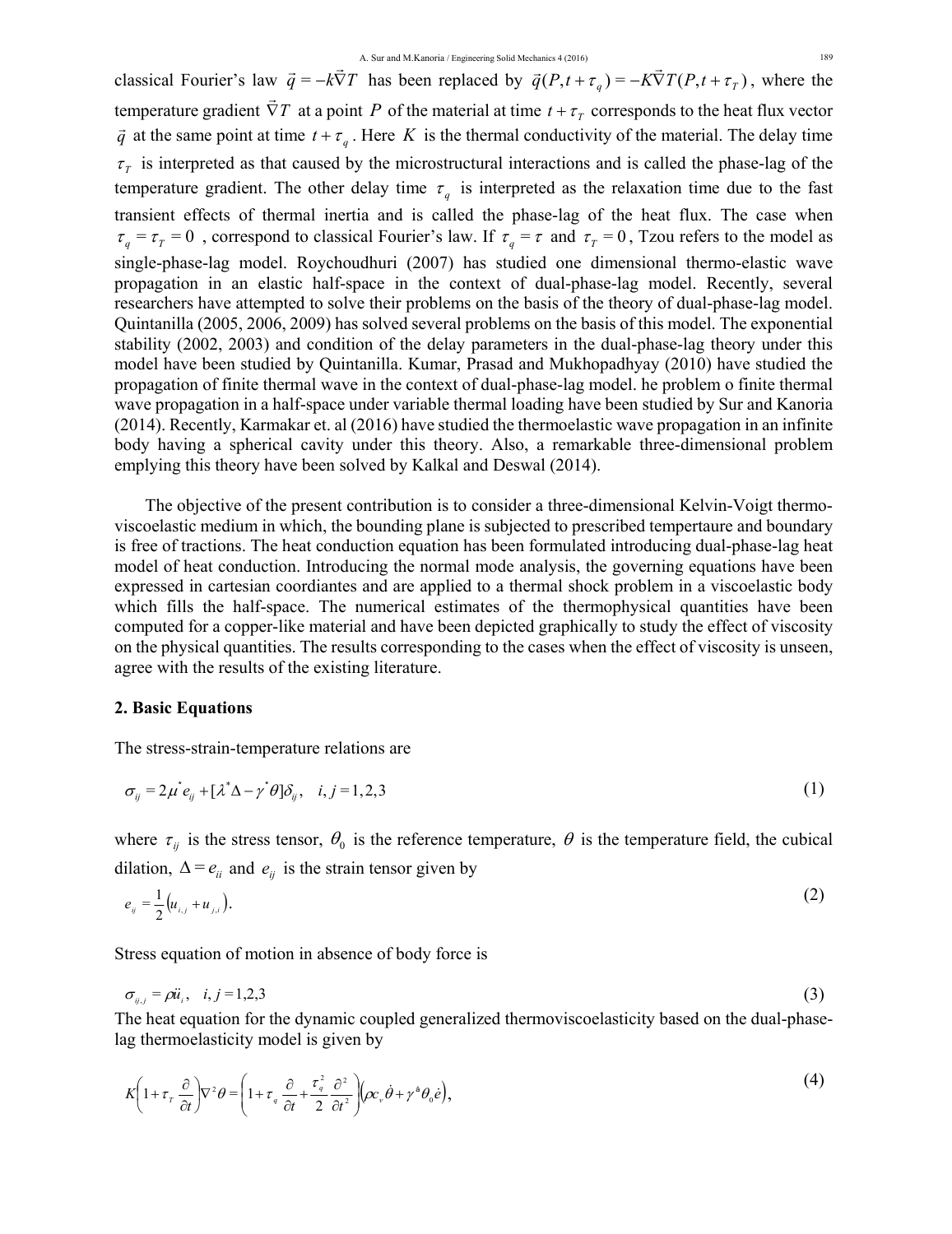classical Fourier's law $\vec{q} = -k\vec{\nabla}T$ has been replaced by $\vec{q}(P, t+\tau_q) = -K\vec{\nabla}T(P, t+\tau_T)$, where the temperature gradient $\vec{\nabla}T$ at a point $P$ of the material at time $t+\tau_T$ corresponds to the heat flux vector $\vec{q}$ at the same point at time $t+\tau_q$. Here $K$ is the thermal conductivity of the material. The delay time $\tau_T$ is interpreted as that caused by the microstructural interactions and is called the phase-lag of the temperature gradient. The other delay time $\tau_q$ is interpreted as the relaxation time due to the fast transient effects of thermal inertia and is called the phase-lag of the heat flux. The case when $\tau_q = \tau_T = 0$, correspond to classical Fourier's law. If $\tau_q = \tau$ and $\tau_T = 0$, Tzou refers to the model as single-phase-lag model. Roychoudhuri (2007) has studied one dimensional thermo-elastic wave propagation in an elastic half-space in the context of dual-phase-lag model. Recently, several researchers have attempted to solve their problems on the basis of the theory of dual-phase-lag model. Quintanilla (2005, 2006, 2009) has solved several problems on the basis of this model. The exponential stability (2002, 2003) and condition of the delay parameters in the dual-phase-lag theory under this model have been studied by Quintanilla. Kumar, Prasad and Mukhopadhyay (2010) have studied the propagation of finite thermal wave in the context of dual-phase-lag model. he problem o finite thermal wave propagation in a half-space under variable thermal loading have been studied by Sur and Kanoria (2014). Recently, Karmakar et. al (2016) have studied the thermoelastic wave propagation in an infinite body having a spherical cavity under this theory. Also, a remarkable three-dimensional problem emplying this theory have been solved by Kalkal and Deswal (2014).

The objective of the present contribution is to consider a three-dimensional Kelvin-Voigt thermo-viscoelastic medium in which, the bounding plane is subjected to prescribed tempertaure and boundary is free of tractions. The heat conduction equation has been formulated introducing dual-phase-lag heat model of heat conduction. Introducing the normal mode analysis, the governing equations have been expressed in cartesian coordiantes and are applied to a thermal shock problem in a viscoelastic body which fills the half-space. The numerical estimates of the thermophysical quantities have been computed for a copper-like material and have been depicted graphically to study the effect of viscosity on the physical quantities. The results corresponding to the cases when the effect of viscosity is unseen, agree with the results of the existing literature.

## 2. Basic Equations

The stress-strain-temperature relations are

$$\sigma_{ij} = 2\mu^* e_{ij} + [\lambda^* \Delta - \gamma^* \theta]\delta_{ij}, \quad i, j = 1,2,3 \tag{1}$$

where $\tau_{ij}$ is the stress tensor, $\theta_0$ is the reference temperature, $\theta$ is the temperature field, the cubical dilation, $\Delta = e_{ii}$ and $e_{ij}$ is the strain tensor given by

$$e_{ij} = \frac{1}{2}\left(u_{i,j} + u_{j,i}\right). \tag{2}$$

Stress equation of motion in absence of body force is

$$\sigma_{ij,j} = \rho \ddot{u}_i, \quad i, j = 1,2,3 \tag{3}$$

The heat equation for the dynamic coupled generalized thermoviscoelasticity based on the dual-phase-lag thermoelasticity model is given by

$$K\left(1 + \tau_T \frac{\partial}{\partial t}\right)\nabla^2 \theta = \left(1 + \tau_q \frac{\partial}{\partial t} + \frac{\tau_q^2}{2}\frac{\partial^2}{\partial t^2}\right)\left(\rho c_v \dot{\theta} + \gamma^{a} \theta_0 \dot{e}\right), \tag{4}$$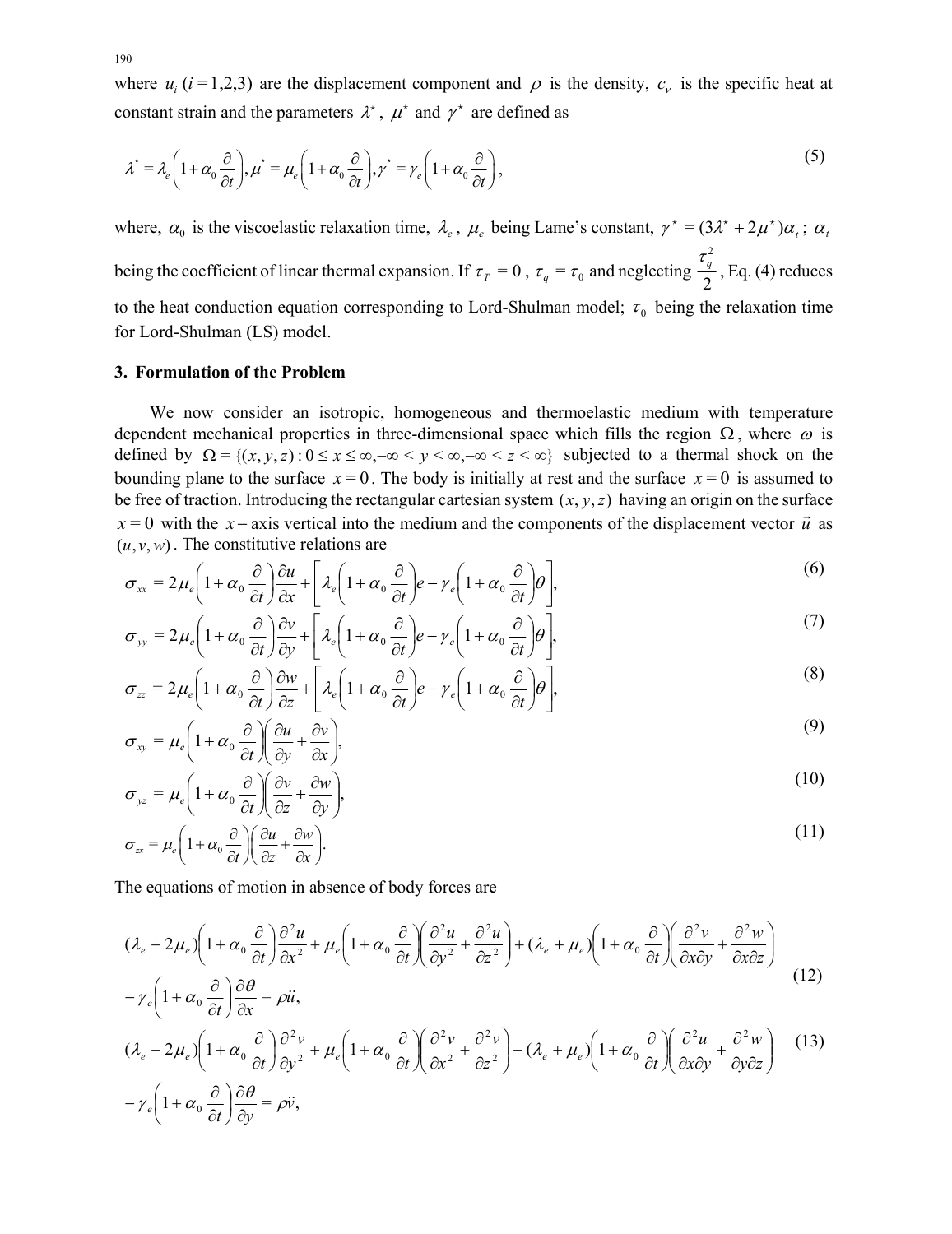where $u_i\ (i=1,2,3)$ are the displacement component and $\rho$ is the density, $c_v$ is the specific heat at constant strain and the parameters $\lambda^\star$, $\mu^\star$ and $\gamma^\star$ are defined as

$$\lambda^\star = \lambda_e\left(1+\alpha_0\frac{\partial}{\partial t}\right), \mu^\star = \mu_e\left(1+\alpha_0\frac{\partial}{\partial t}\right), \gamma^\star = \gamma_e\left(1+\alpha_0\frac{\partial}{\partial t}\right), \tag{5}$$

where, $\alpha_0$ is the viscoelastic relaxation time, $\lambda_e$, $\mu_e$ being Lame's constant, $\gamma^\star = (3\lambda^\star + 2\mu^\star)\alpha_t$; $\alpha_t$ being the coefficient of linear thermal expansion. If $\tau_T = 0$, $\tau_q = \tau_0$ and neglecting $\frac{\tau_q^2}{2}$, Eq. (4) reduces to the heat conduction equation corresponding to Lord-Shulman model; $\tau_0$ being the relaxation time for Lord-Shulman (LS) model.

### 3. Formulation of the Problem

We now consider an isotropic, homogeneous and thermoelastic medium with temperature dependent mechanical properties in three-dimensional space which fills the region $\Omega$, where $\omega$ is defined by $\Omega = \{(x,y,z): 0 \le x \le \infty, -\infty < y < \infty, -\infty < z < \infty\}$ subjected to a thermal shock on the bounding plane to the surface $x=0$. The body is initially at rest and the surface $x=0$ is assumed to be free of traction. Introducing the rectangular cartesian system $(x,y,z)$ having an origin on the surface $x=0$ with the $x-$axis vertical into the medium and the components of the displacement vector $\vec{u}$ as $(u,v,w)$. The constitutive relations are

$$\sigma_{xx} = 2\mu_e\left(1+\alpha_0\frac{\partial}{\partial t}\right)\frac{\partial u}{\partial x} + \left[\lambda_e\left(1+\alpha_0\frac{\partial}{\partial t}\right)e - \gamma_e\left(1+\alpha_0\frac{\partial}{\partial t}\right)\theta\right], \tag{6}$$

$$\sigma_{yy} = 2\mu_e\left(1+\alpha_0\frac{\partial}{\partial t}\right)\frac{\partial v}{\partial y} + \left[\lambda_e\left(1+\alpha_0\frac{\partial}{\partial t}\right)e - \gamma_e\left(1+\alpha_0\frac{\partial}{\partial t}\right)\theta\right], \tag{7}$$

$$\sigma_{zz} = 2\mu_e\left(1+\alpha_0\frac{\partial}{\partial t}\right)\frac{\partial w}{\partial z} + \left[\lambda_e\left(1+\alpha_0\frac{\partial}{\partial t}\right)e - \gamma_e\left(1+\alpha_0\frac{\partial}{\partial t}\right)\theta\right], \tag{8}$$

$$\sigma_{xy} = \mu_e\left(1+\alpha_0\frac{\partial}{\partial t}\right)\left(\frac{\partial u}{\partial y} + \frac{\partial v}{\partial x}\right), \tag{9}$$

$$\sigma_{yz} = \mu_e\left(1+\alpha_0\frac{\partial}{\partial t}\right)\left(\frac{\partial v}{\partial z} + \frac{\partial w}{\partial y}\right), \tag{10}$$

$$\sigma_{zx} = \mu_e\left(1+\alpha_0\frac{\partial}{\partial t}\right)\left(\frac{\partial u}{\partial z} + \frac{\partial w}{\partial x}\right). \tag{11}$$

The equations of motion in absence of body forces are

$$(\lambda_e+2\mu_e)\left(1+\alpha_0\frac{\partial}{\partial t}\right)\frac{\partial^2 u}{\partial x^2} + \mu_e\left(1+\alpha_0\frac{\partial}{\partial t}\right)\left(\frac{\partial^2 u}{\partial y^2}+\frac{\partial^2 u}{\partial z^2}\right) + (\lambda_e+\mu_e)\left(1+\alpha_0\frac{\partial}{\partial t}\right)\left(\frac{\partial^2 v}{\partial x \partial y}+\frac{\partial^2 w}{\partial x \partial z}\right)$$
$$-\gamma_e\left(1+\alpha_0\frac{\partial}{\partial t}\right)\frac{\partial \theta}{\partial x} = \rho\ddot{u}, \tag{12}$$

$$(\lambda_e+2\mu_e)\left(1+\alpha_0\frac{\partial}{\partial t}\right)\frac{\partial^2 v}{\partial y^2} + \mu_e\left(1+\alpha_0\frac{\partial}{\partial t}\right)\left(\frac{\partial^2 v}{\partial x^2}+\frac{\partial^2 v}{\partial z^2}\right) + (\lambda_e+\mu_e)\left(1+\alpha_0\frac{\partial}{\partial t}\right)\left(\frac{\partial^2 u}{\partial x \partial y}+\frac{\partial^2 w}{\partial y \partial z}\right) \tag{13}$$
$$-\gamma_e\left(1+\alpha_0\frac{\partial}{\partial t}\right)\frac{\partial \theta}{\partial y} = \rho\ddot{v},$$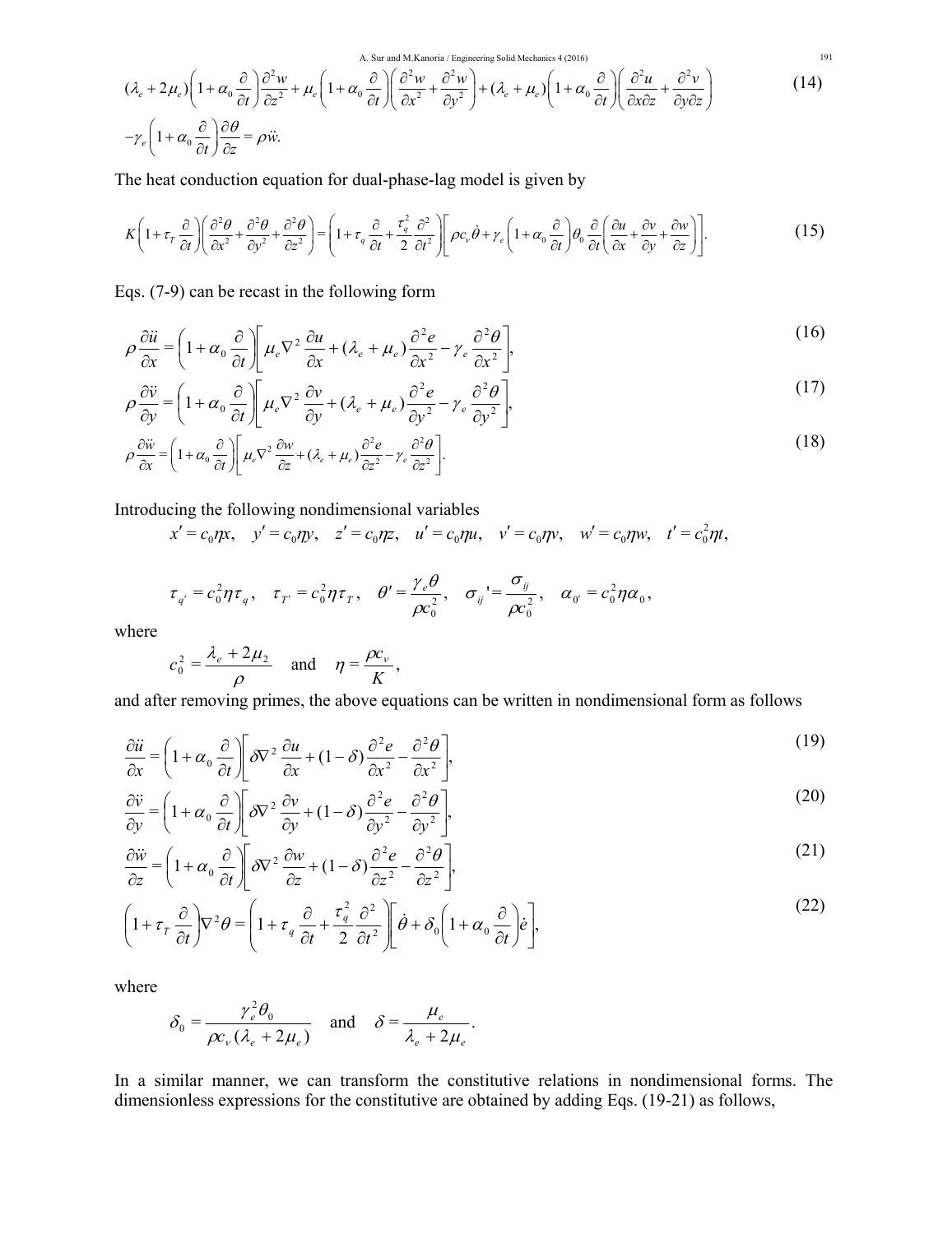$$(\lambda_e + 2\mu_e)\left(1+\alpha_0 \frac{\partial}{\partial t}\right)\frac{\partial^2 w}{\partial z^2} + \mu_e\left(1+\alpha_0 \frac{\partial}{\partial t}\right)\left(\frac{\partial^2 w}{\partial x^2}+\frac{\partial^2 w}{\partial y^2}\right) + (\lambda_e + \mu_e)\left(1+\alpha_0 \frac{\partial}{\partial t}\right)\left(\frac{\partial^2 u}{\partial x \partial z}+\frac{\partial^2 v}{\partial y \partial z}\right)$$
$$-\gamma_e\left(1+\alpha_0 \frac{\partial}{\partial t}\right)\frac{\partial \theta}{\partial z} = \rho \ddot{w}. \tag{14}$$

The heat conduction equation for dual-phase-lag model is given by

$$K\left(1+\tau_T \frac{\partial}{\partial t}\right)\left(\frac{\partial^2 \theta}{\partial x^2}+\frac{\partial^2 \theta}{\partial y^2}+\frac{\partial^2 \theta}{\partial z^2}\right) = \left(1+\tau_q \frac{\partial}{\partial t}+\frac{\tau_q^2}{2}\frac{\partial^2}{\partial t^2}\right)\left[\rho c_v \dot{\theta} + \gamma_e\left(1+\alpha_0 \frac{\partial}{\partial t}\right)\theta_0 \frac{\partial}{\partial t}\left(\frac{\partial u}{\partial x}+\frac{\partial v}{\partial y}+\frac{\partial w}{\partial z}\right)\right]. \tag{15}$$

Eqs. (7-9) can be recast in the following form

$$\rho \frac{\partial \ddot{u}}{\partial x} = \left(1+\alpha_0 \frac{\partial}{\partial t}\right)\left[\mu_e \nabla^2 \frac{\partial u}{\partial x} + (\lambda_e+\mu_e)\frac{\partial^2 e}{\partial x^2} - \gamma_e \frac{\partial^2 \theta}{\partial x^2}\right], \tag{16}$$

$$\rho \frac{\partial \ddot{v}}{\partial y} = \left(1+\alpha_0 \frac{\partial}{\partial t}\right)\left[\mu_e \nabla^2 \frac{\partial v}{\partial y} + (\lambda_e+\mu_e)\frac{\partial^2 e}{\partial y^2} - \gamma_e \frac{\partial^2 \theta}{\partial y^2}\right], \tag{17}$$

$$\rho \frac{\partial \ddot{w}}{\partial x} = \left(1+\alpha_0 \frac{\partial}{\partial t}\right)\left[\mu_e \nabla^2 \frac{\partial w}{\partial z} + (\lambda_e+\mu_e)\frac{\partial^2 e}{\partial z^2} - \gamma_e \frac{\partial^2 \theta}{\partial z^2}\right]. \tag{18}$$

Introducing the following nondimensional variables

$$x' = c_0 \eta x, \quad y' = c_0 \eta y, \quad z' = c_0 \eta z, \quad u' = c_0 \eta u, \quad v' = c_0 \eta v, \quad w' = c_0 \eta w, \quad t' = c_0^2 \eta t,$$

$$\tau_{q'} = c_0^2 \eta \tau_q, \quad \tau_{T'} = c_0^2 \eta \tau_T, \quad \theta' = \frac{\gamma_e \theta}{\rho c_0^2}, \quad \sigma_{ij}' = \frac{\sigma_{ij}}{\rho c_0^2}, \quad \alpha_{0'} = c_0^2 \eta \alpha_0,$$

where

$$c_0^2 = \frac{\lambda_e + 2\mu_2}{\rho} \quad \text{and} \quad \eta = \frac{\rho c_v}{K},$$

and after removing primes, the above equations can be written in nondimensional form as follows

$$\frac{\partial \ddot{u}}{\partial x} = \left(1+\alpha_0 \frac{\partial}{\partial t}\right)\left[\delta \nabla^2 \frac{\partial u}{\partial x} + (1-\delta)\frac{\partial^2 e}{\partial x^2} - \frac{\partial^2 \theta}{\partial x^2}\right], \tag{19}$$

$$\frac{\partial \ddot{v}}{\partial y} = \left(1+\alpha_0 \frac{\partial}{\partial t}\right)\left[\delta \nabla^2 \frac{\partial v}{\partial y} + (1-\delta)\frac{\partial^2 e}{\partial y^2} - \frac{\partial^2 \theta}{\partial y^2}\right], \tag{20}$$

$$\frac{\partial \ddot{w}}{\partial z} = \left(1+\alpha_0 \frac{\partial}{\partial t}\right)\left[\delta \nabla^2 \frac{\partial w}{\partial z} + (1-\delta)\frac{\partial^2 e}{\partial z^2} - \frac{\partial^2 \theta}{\partial z^2}\right], \tag{21}$$

$$\left(1+\tau_T \frac{\partial}{\partial t}\right)\nabla^2 \theta = \left(1+\tau_q \frac{\partial}{\partial t}+\frac{\tau_q^2}{2}\frac{\partial^2}{\partial t^2}\right)\left[\dot{\theta} + \delta_0\left(1+\alpha_0 \frac{\partial}{\partial t}\right)\dot{e}\right], \tag{22}$$

where

$$\delta_0 = \frac{\gamma_e^2 \theta_0}{\rho c_v (\lambda_e + 2\mu_e)} \quad \text{and} \quad \delta = \frac{\mu_e}{\lambda_e + 2\mu_e}.$$

In a similar manner, we can transform the constitutive relations in nondimensional forms. The dimensionless expressions for the constitutive are obtained by adding Eqs. (19-21) as follows,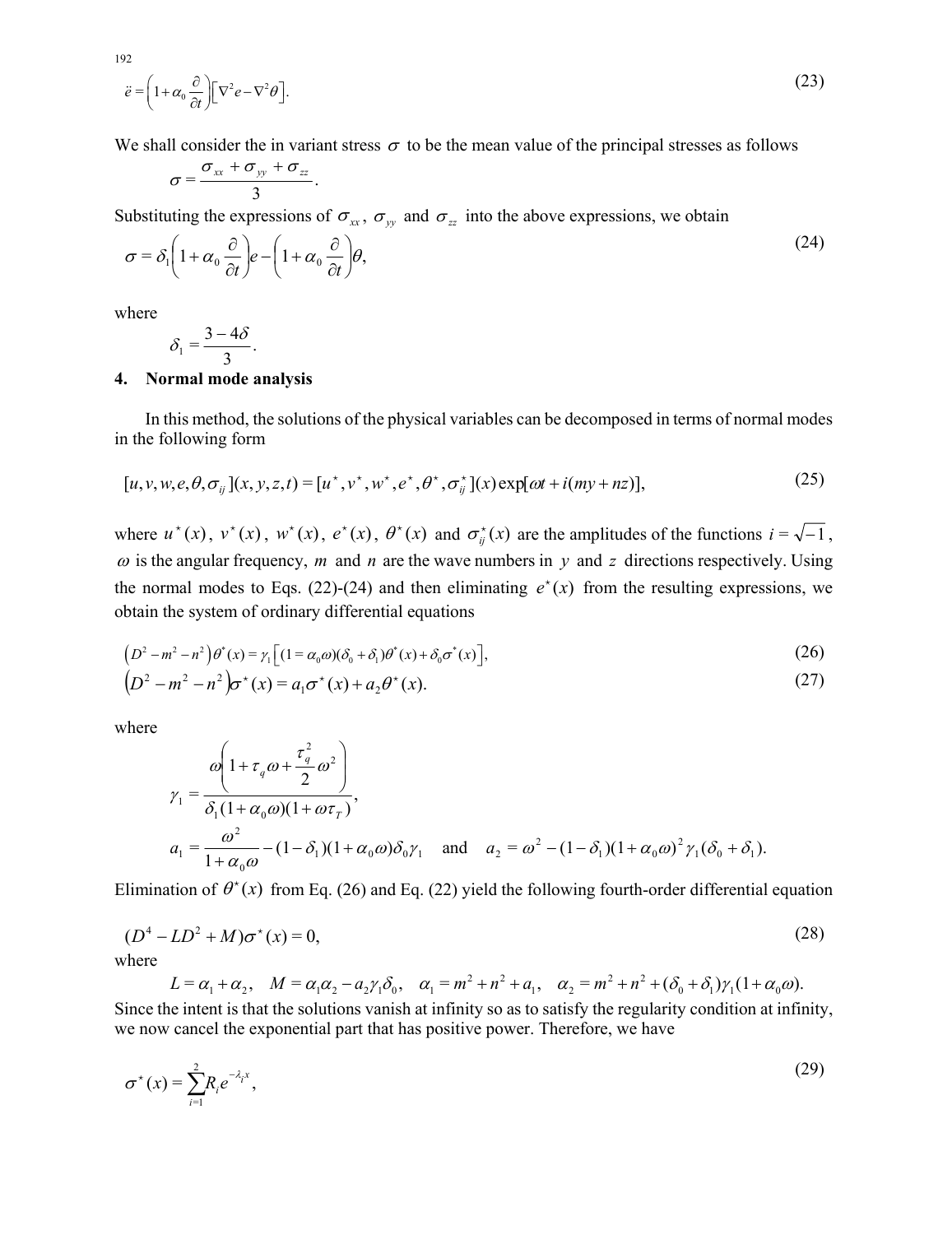$$\ddot{e} = \left(1 + \alpha_0 \frac{\partial}{\partial t}\right)\left[\nabla^2 e - \nabla^2 \theta\right]. \tag{23}$$

We shall consider the in variant stress $\sigma$ to be the mean value of the principal stresses as follows

$$\sigma = \frac{\sigma_{xx} + \sigma_{yy} + \sigma_{zz}}{3}.$$

Substituting the expressions of $\sigma_{xx}$, $\sigma_{yy}$ and $\sigma_{zz}$ into the above expressions, we obtain

$$\sigma = \delta_1\left(1 + \alpha_0 \frac{\partial}{\partial t}\right)e - \left(1 + \alpha_0 \frac{\partial}{\partial t}\right)\theta, \tag{24}$$

where

$$\delta_1 = \frac{3 - 4\delta}{3}.$$

## 4. Normal mode analysis

In this method, the solutions of the physical variables can be decomposed in terms of normal modes in the following form

$$[u, v, w, e, \theta, \sigma_{ij}](x, y, z, t) = [u^\star, v^\star, w^\star, e^\star, \theta^\star, \sigma_{ij}^\star](x)\exp[\omega t + i(my + nz)], \tag{25}$$

where $u^\star(x)$, $v^\star(x)$, $w^\star(x)$, $e^\star(x)$, $\theta^\star(x)$ and $\sigma_{ij}^\star(x)$ are the amplitudes of the functions $i = \sqrt{-1}$, $\omega$ is the angular frequency, $m$ and $n$ are the wave numbers in $y$ and $z$ directions respectively. Using the normal modes to Eqs. (22)-(24) and then eliminating $e^\star(x)$ from the resulting expressions, we obtain the system of ordinary differential equations

$$\left(D^2 - m^2 - n^2\right)\theta^\star(x) = \gamma_1\left[(1 = \alpha_0\omega)(\delta_0 + \delta_1)\theta^\star(x) + \delta_0\sigma^\star(x)\right], \tag{26}$$

$$\left(D^2 - m^2 - n^2\right)\sigma^\star(x) = a_1\sigma^\star(x) + a_2\theta^\star(x). \tag{27}$$

where

$$\gamma_1 = \frac{\omega\left(1 + \tau_q\omega + \dfrac{\tau_q^2}{2}\omega^2\right)}{\delta_1(1 + \alpha_0\omega)(1 + \omega\tau_T)},$$

$$a_1 = \frac{\omega^2}{1 + \alpha_0\omega} - (1 - \delta_1)(1 + \alpha_0\omega)\delta_0\gamma_1 \quad \text{and} \quad a_2 = \omega^2 - (1 - \delta_1)(1 + \alpha_0\omega)^2\gamma_1(\delta_0 + \delta_1).$$

Elimination of $\theta^\star(x)$ from Eq. (26) and Eq. (22) yield the following fourth-order differential equation

$$(D^4 - LD^2 + M)\sigma^\star(x) = 0, \tag{28}$$

where

$$L = \alpha_1 + \alpha_2, \quad M = \alpha_1\alpha_2 - a_2\gamma_1\delta_0, \quad \alpha_1 = m^2 + n^2 + a_1, \quad \alpha_2 = m^2 + n^2 + (\delta_0 + \delta_1)\gamma_1(1 + \alpha_0\omega).$$

Since the intent is that the solutions vanish at infinity so as to satisfy the regularity condition at infinity, we now cancel the exponential part that has positive power. Therefore, we have

$$\sigma^\star(x) = \sum_{i=1}^{2} R_i e^{-\lambda_i x}, \tag{29}$$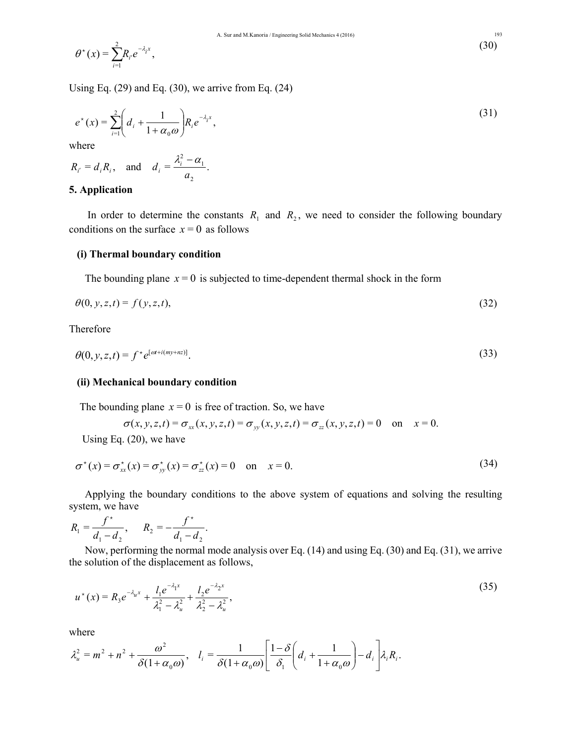$$\theta^{\star}(x) = \sum_{i=1}^{2} R_{i'} e^{-\lambda_i x}, \tag{30}$$

Using Eq. (29) and Eq. (30), we arrive from Eq. (24)

$$e^{\star}(x) = \sum_{i=1}^{2} \left( d_i + \frac{1}{1+\alpha_0 \omega} \right) R_i e^{-\lambda_i x}, \tag{31}$$

where

$$R_{i'} = d_i R_i, \quad \text{and} \quad d_i = \frac{\lambda_i^2 - \alpha_1}{a_2}.$$

## 5. Application

In order to determine the constants $R_1$ and $R_2$, we need to consider the following boundary conditions on the surface $x = 0$ as follows

### (i) Thermal boundary condition

The bounding plane $x = 0$ is subjected to time-dependent thermal shock in the form

$$\theta(0, y, z, t) = f(y, z, t), \tag{32}$$

Therefore

$$\theta(0, y, z, t) = f^{\star} e^{[\omega t + i(my + nz)]}. \tag{33}$$

### (ii) Mechanical boundary condition

The bounding plane $x = 0$ is free of traction. So, we have

$$\sigma(x, y, z, t) = \sigma_{xx}(x, y, z, t) = \sigma_{yy}(x, y, z, t) = \sigma_{zz}(x, y, z, t) = 0 \quad \text{on} \quad x = 0.$$

Using Eq. (20), we have

$$\sigma^{\star}(x) = \sigma_{xx}^{\star}(x) = \sigma_{yy}^{\star}(x) = \sigma_{zz}^{\star}(x) = 0 \quad \text{on} \quad x = 0. \tag{34}$$

Applying the boundary conditions to the above system of equations and solving the resulting system, we have

$$R_1 = \frac{f^{\star}}{d_1 - d_2}, \qquad R_2 = -\frac{f^{\star}}{d_1 - d_2}.$$

Now, performing the normal mode analysis over Eq. (14) and using Eq. (30) and Eq. (31), we arrive the solution of the displacement as follows,

$$u^{\star}(x) = R_3 e^{-\lambda_u x} + \frac{l_1 e^{-\lambda_1 x}}{\lambda_1^2 - \lambda_u^2} + \frac{l_2 e^{-\lambda_2 x}}{\lambda_2^2 - \lambda_u^2}, \tag{35}$$

where

$$\lambda_u^2 = m^2 + n^2 + \frac{\omega^2}{\delta(1+\alpha_0 \omega)}, \quad l_i = \frac{1}{\delta(1+\alpha_0 \omega)} \left[ \frac{1-\delta}{\delta_1} \left( d_i + \frac{1}{1+\alpha_0 \omega} \right) - d_i \right] \lambda_i R_i.$$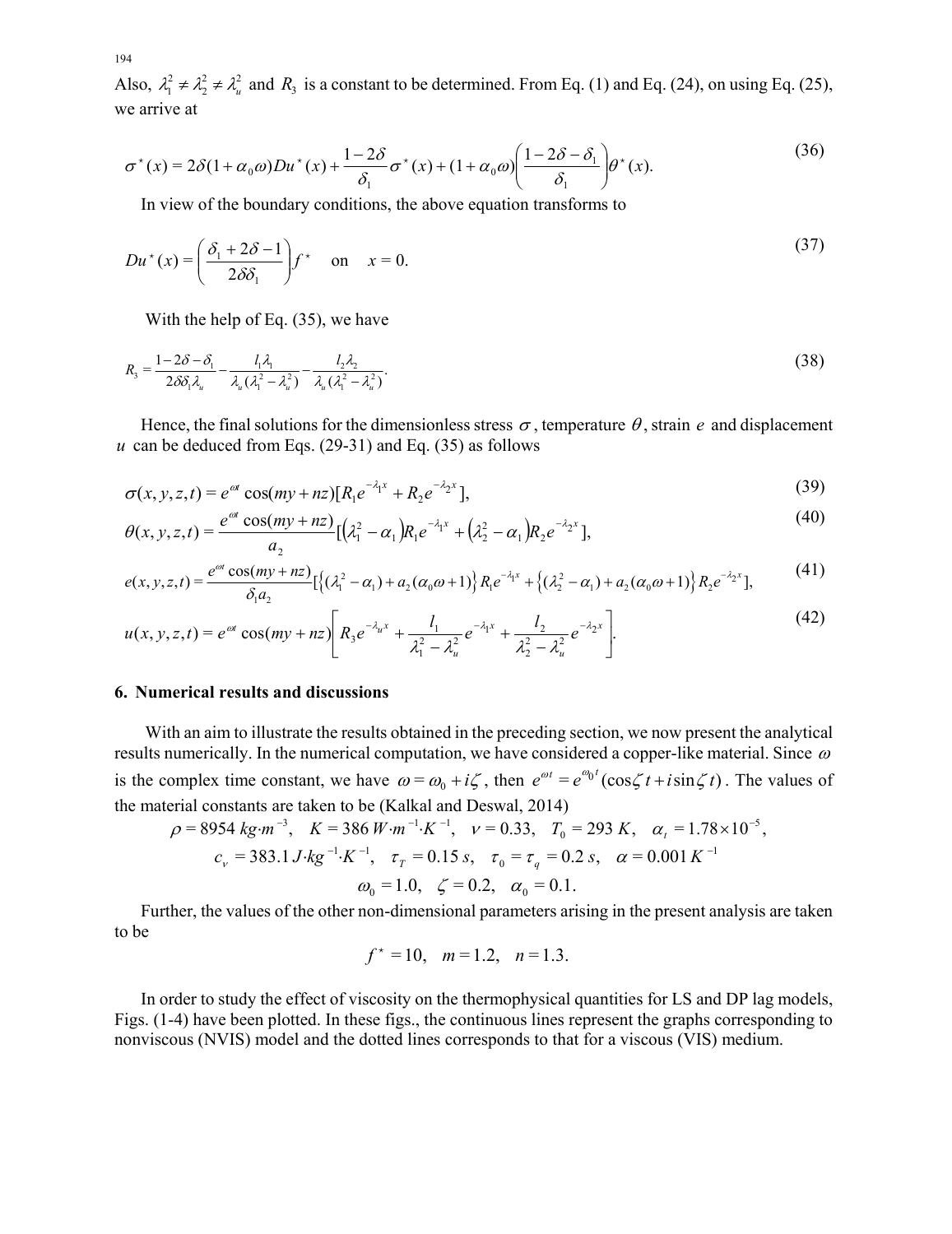Also, $\lambda_1^2 \neq \lambda_2^2 \neq \lambda_u^2$ and $R_3$ is a constant to be determined. From Eq. (1) and Eq. (24), on using Eq. (25), we arrive at

$$\sigma^\star(x) = 2\delta(1+\alpha_0\omega)Du^\star(x) + \frac{1-2\delta}{\delta_1}\sigma^\star(x) + (1+\alpha_0\omega)\left(\frac{1-2\delta-\delta_1}{\delta_1}\right)\theta^\star(x). \tag{36}$$

In view of the boundary conditions, the above equation transforms to

$$Du^\star(x) = \left(\frac{\delta_1 + 2\delta - 1}{2\delta\delta_1}\right)f^\star \quad \text{on} \quad x = 0. \tag{37}$$

With the help of Eq. (35), we have

$$R_3 = \frac{1-2\delta-\delta_1}{2\delta\delta_1\lambda_u} - \frac{l_1\lambda_1}{\lambda_u(\lambda_1^2-\lambda_u^2)} - \frac{l_2\lambda_2}{\lambda_u(\lambda_1^2-\lambda_u^2)}. \tag{38}$$

Hence, the final solutions for the dimensionless stress $\sigma$, temperature $\theta$, strain $e$ and displacement $u$ can be deduced from Eqs. (29-31) and Eq. (35) as follows

$$\sigma(x,y,z,t) = e^{\omega t}\cos(my+nz)[R_1e^{-\lambda_1 x} + R_2e^{-\lambda_2 x}], \tag{39}$$

$$\theta(x,y,z,t) = \frac{e^{\omega t}\cos(my+nz)}{a_2}[(\lambda_1^2-\alpha_1)R_1e^{-\lambda_1 x} + (\lambda_2^2-\alpha_1)R_2e^{-\lambda_2 x}], \tag{40}$$

$$e(x,y,z,t) = \frac{e^{\omega t}\cos(my+nz)}{\delta_1 a_2}[\{(\lambda_1^2-\alpha_1)+a_2(\alpha_0\omega+1)\}R_1e^{-\lambda_1 x} + \{(\lambda_2^2-\alpha_1)+a_2(\alpha_0\omega+1)\}R_2e^{-\lambda_2 x}], \tag{41}$$

$$u(x,y,z,t) = e^{\omega t}\cos(my+nz)\left[R_3e^{-\lambda_u x} + \frac{l_1}{\lambda_1^2-\lambda_u^2}e^{-\lambda_1 x} + \frac{l_2}{\lambda_2^2-\lambda_u^2}e^{-\lambda_2 x}\right]. \tag{42}$$

## 6. Numerical results and discussions

With an aim to illustrate the results obtained in the preceding section, we now present the analytical results numerically. In the numerical computation, we have considered a copper-like material. Since $\omega$ is the complex time constant, we have $\omega = \omega_0 + i\zeta$, then $e^{\omega t} = e^{\omega_0 t}(\cos\zeta t + i\sin\zeta t)$. The values of the material constants are taken to be (Kalkal and Deswal, 2014)

$$\rho = 8954\ kg{\cdot}m^{-3},\quad K = 386\ W{\cdot}m^{-1}{\cdot}K^{-1},\quad \nu = 0.33,\quad T_0 = 293\ K,\quad \alpha_t = 1.78\times10^{-5},$$
$$c_\nu = 383.1\ J{\cdot}kg^{-1}{\cdot}K^{-1},\quad \tau_T = 0.15\ s,\quad \tau_0 = \tau_q = 0.2\ s,\quad \alpha = 0.001\ K^{-1}$$
$$\omega_0 = 1.0,\quad \zeta = 0.2,\quad \alpha_0 = 0.1.$$

Further, the values of the other non-dimensional parameters arising in the present analysis are taken to be

$$f^\star = 10,\quad m = 1.2,\quad n = 1.3.$$

In order to study the effect of viscosity on the thermophysical quantities for LS and DP lag models, Figs. (1-4) have been plotted. In these figs., the continuous lines represent the graphs corresponding to nonviscous (NVIS) model and the dotted lines corresponds to that for a viscous (VIS) medium.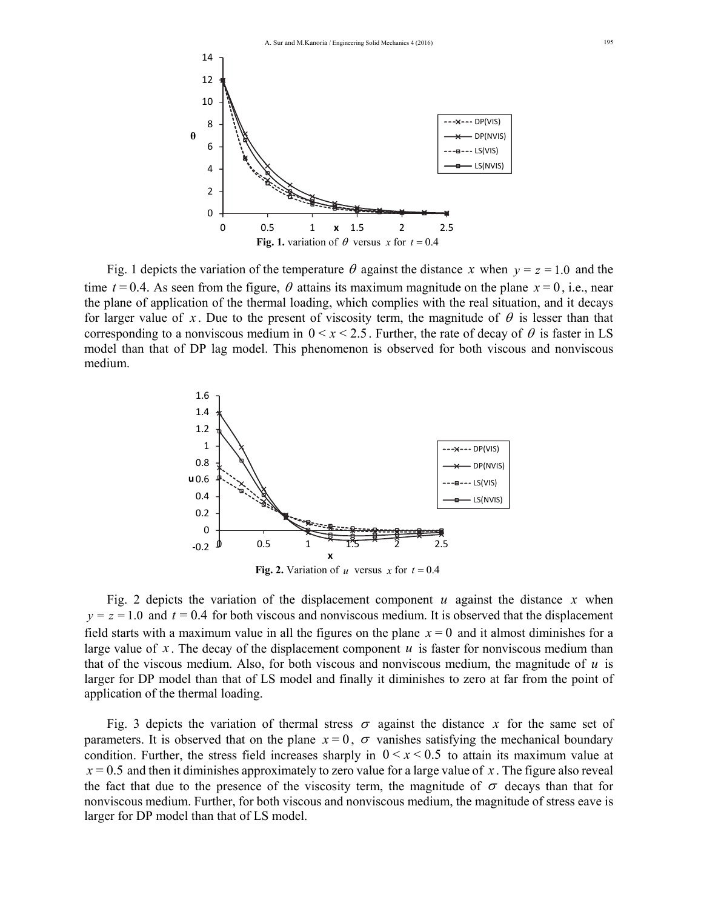**Fig. 1.** variation of $\theta$ versus $x$ for $t = 0.4$

Fig. 1 depicts the variation of the temperature $\theta$ against the distance $x$ when $y = z = 1.0$ and the time $t = 0.4$. As seen from the figure, $\theta$ attains its maximum magnitude on the plane $x = 0$, i.e., near the plane of application of the thermal loading, which complies with the real situation, and it decays for larger value of $x$. Due to the present of viscosity term, the magnitude of $\theta$ is lesser than that corresponding to a nonviscous medium in $0 < x < 2.5$. Further, the rate of decay of $\theta$ is faster in LS model than that of DP lag model. This phenomenon is observed for both viscous and nonviscous medium.

**Fig. 2.** Variation of $u$ versus $x$ for $t = 0.4$

Fig. 2 depicts the variation of the displacement component $u$ against the distance $x$ when $y = z = 1.0$ and $t = 0.4$ for both viscous and nonviscous medium. It is observed that the displacement field starts with a maximum value in all the figures on the plane $x = 0$ and it almost diminishes for a large value of $x$. The decay of the displacement component $u$ is faster for nonviscous medium than that of the viscous medium. Also, for both viscous and nonviscous medium, the magnitude of $u$ is larger for DP model than that of LS model and finally it diminishes to zero at far from the point of application of the thermal loading.

Fig. 3 depicts the variation of thermal stress $\sigma$ against the distance $x$ for the same set of parameters. It is observed that on the plane $x = 0$, $\sigma$ vanishes satisfying the mechanical boundary condition. Further, the stress field increases sharply in $0 < x < 0.5$ to attain its maximum value at $x = 0.5$ and then it diminishes approximately to zero value for a large value of $x$. The figure also reveal the fact that due to the presence of the viscosity term, the magnitude of $\sigma$ decays than that for nonviscous medium. Further, for both viscous and nonviscous medium, the magnitude of stress eave is larger for DP model than that of LS model.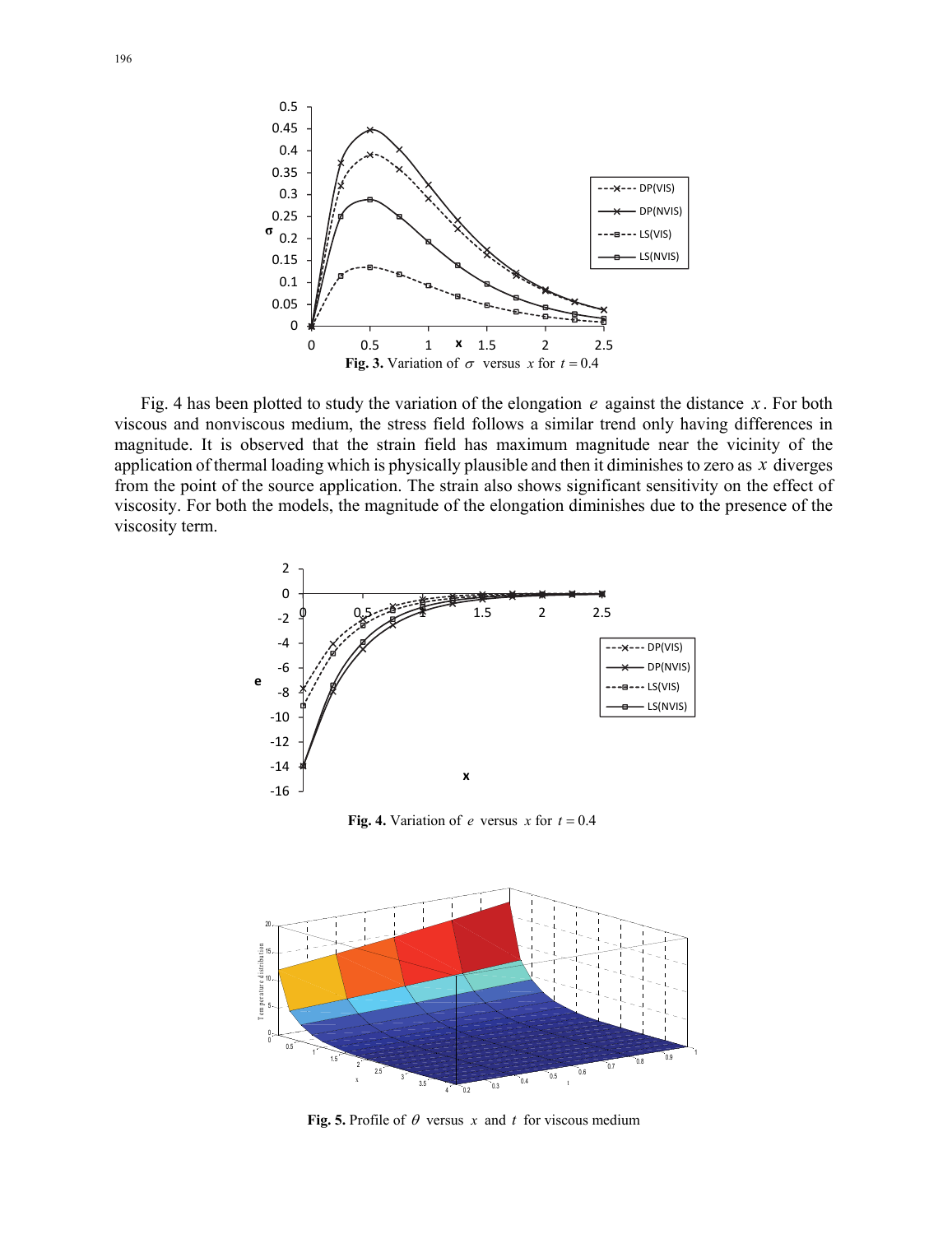**Fig. 3.** Variation of $\sigma$ versus $x$ for $t = 0.4$

Fig. 4 has been plotted to study the variation of the elongation $e$ against the distance $x$. For both viscous and nonviscous medium, the stress field follows a similar trend only having differences in magnitude. It is observed that the strain field has maximum magnitude near the vicinity of the application of thermal loading which is physically plausible and then it diminishes to zero as $x$ diverges from the point of the source application. The strain also shows significant sensitivity on the effect of viscosity. For both the models, the magnitude of the elongation diminishes due to the presence of the viscosity term.

**Fig. 4.** Variation of $e$ versus $x$ for $t = 0.4$

**Fig. 5.** Profile of $\theta$ versus $x$ and $t$ for viscous medium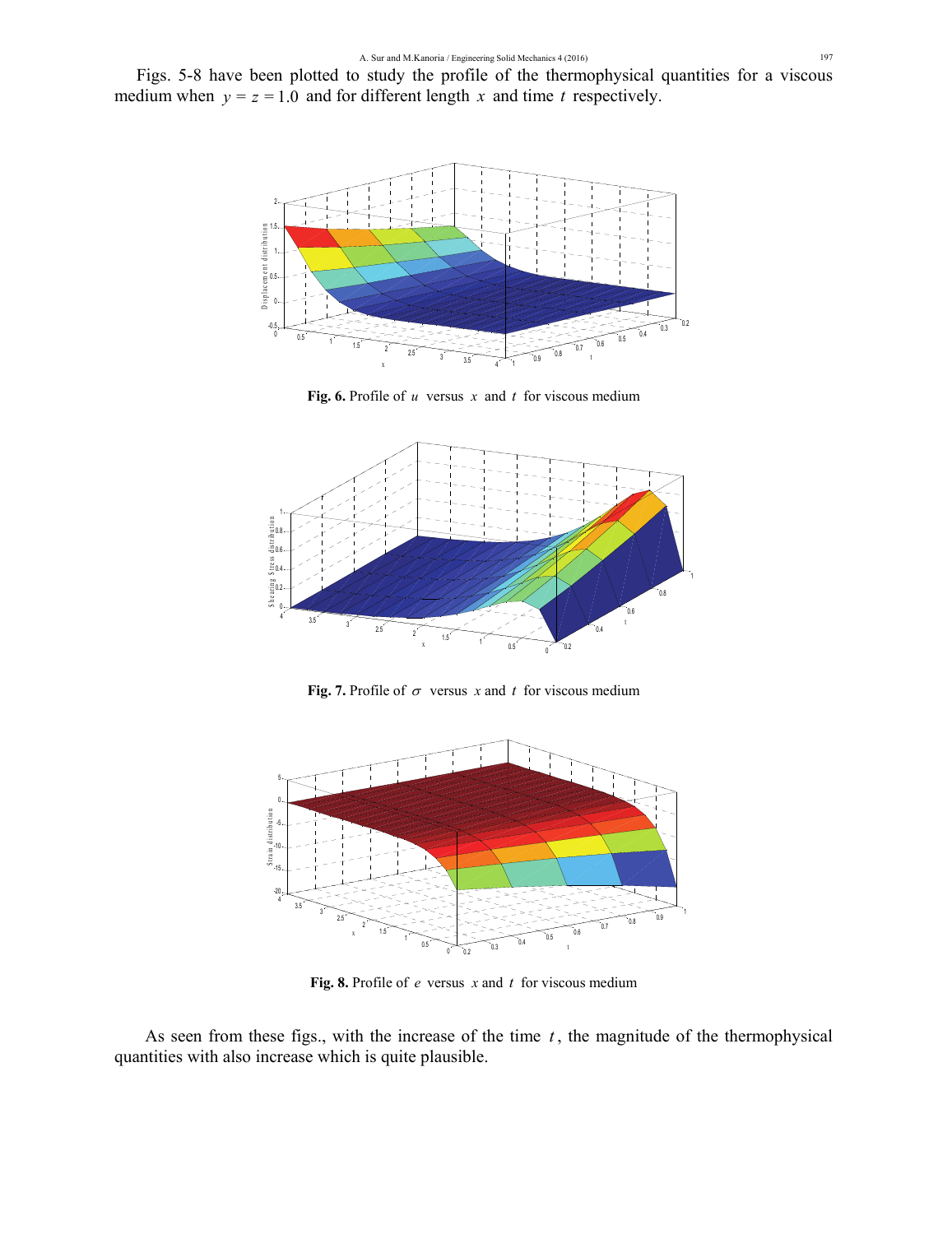Figs. 5-8 have been plotted to study the profile of the thermophysical quantities for a viscous medium when $y = z = 1.0$ and for different length $x$ and time $t$ respectively.

**Fig. 6.** Profile of $u$ versus $x$ and $t$ for viscous medium

**Fig. 7.** Profile of $\sigma$ versus $x$ and $t$ for viscous medium

**Fig. 8.** Profile of $e$ versus $x$ and $t$ for viscous medium

As seen from these figs., with the increase of the time $t$, the magnitude of the thermophysical quantities with also increase which is quite plausible.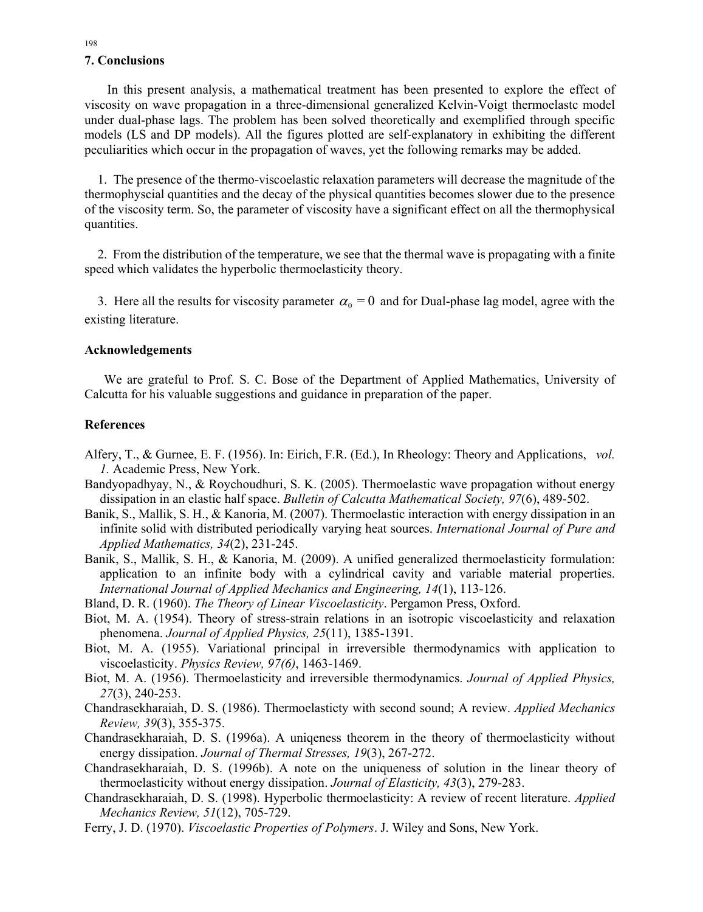## 7. Conclusions

In this present analysis, a mathematical treatment has been presented to explore the effect of viscosity on wave propagation in a three-dimensional generalized Kelvin-Voigt thermoelastc model under dual-phase lags. The problem has been solved theoretically and exemplified through specific models (LS and DP models). All the figures plotted are self-explanatory in exhibiting the different peculiarities which occur in the propagation of waves, yet the following remarks may be added.

1. The presence of the thermo-viscoelastic relaxation parameters will decrease the magnitude of the thermophyscial quantities and the decay of the physical quantities becomes slower due to the presence of the viscosity term. So, the parameter of viscosity have a significant effect on all the thermophysical quantities.

2. From the distribution of the temperature, we see that the thermal wave is propagating with a finite speed which validates the hyperbolic thermoelasticity theory.

3. Here all the results for viscosity parameter $\alpha_0 = 0$ and for Dual-phase lag model, agree with the existing literature.

### Acknowledgements

We are grateful to Prof. S. C. Bose of the Department of Applied Mathematics, University of Calcutta for his valuable suggestions and guidance in preparation of the paper.

### References

Alfery, T., & Gurnee, E. F. (1956). In: Eirich, F.R. (Ed.), In Rheology: Theory and Applications, *vol. 1.* Academic Press, New York.

Bandyopadhyay, N., & Roychoudhuri, S. K. (2005). Thermoelastic wave propagation without energy dissipation in an elastic half space. *Bulletin of Calcutta Mathematical Society, 97*(6), 489-502.

Banik, S., Mallik, S. H., & Kanoria, M. (2007). Thermoelastic interaction with energy dissipation in an infinite solid with distributed periodically varying heat sources. *International Journal of Pure and Applied Mathematics, 34*(2), 231-245.

Banik, S., Mallik, S. H., & Kanoria, M. (2009). A unified generalized thermoelasticity formulation: application to an infinite body with a cylindrical cavity and variable material properties. *International Journal of Applied Mechanics and Engineering, 14*(1), 113-126.

Bland, D. R. (1960). *The Theory of Linear Viscoelasticity*. Pergamon Press, Oxford.

Biot, M. A. (1954). Theory of stress-strain relations in an isotropic viscoelasticity and relaxation phenomena. *Journal of Applied Physics, 25*(11), 1385-1391.

Biot, M. A. (1955). Variational principal in irreversible thermodynamics with application to viscoelasticity. *Physics Review, 97(6)*, 1463-1469.

Biot, M. A. (1956). Thermoelasticity and irreversible thermodynamics. *Journal of Applied Physics, 27*(3), 240-253.

Chandrasekharaiah, D. S. (1986). Thermoelasticty with second sound; A review. *Applied Mechanics Review, 39*(3), 355-375.

Chandrasekharaiah, D. S. (1996a). A uniqeness theorem in the theory of thermoelasticity without energy dissipation. *Journal of Thermal Stresses, 19*(3), 267-272.

Chandrasekharaiah, D. S. (1996b). A note on the uniqueness of solution in the linear theory of thermoelasticity without energy dissipation. *Journal of Elasticity, 43*(3), 279-283.

Chandrasekharaiah, D. S. (1998). Hyperbolic thermoelasticity: A review of recent literature. *Applied Mechanics Review, 51*(12), 705-729.

Ferry, J. D. (1970). *Viscoelastic Properties of Polymers*. J. Wiley and Sons, New York.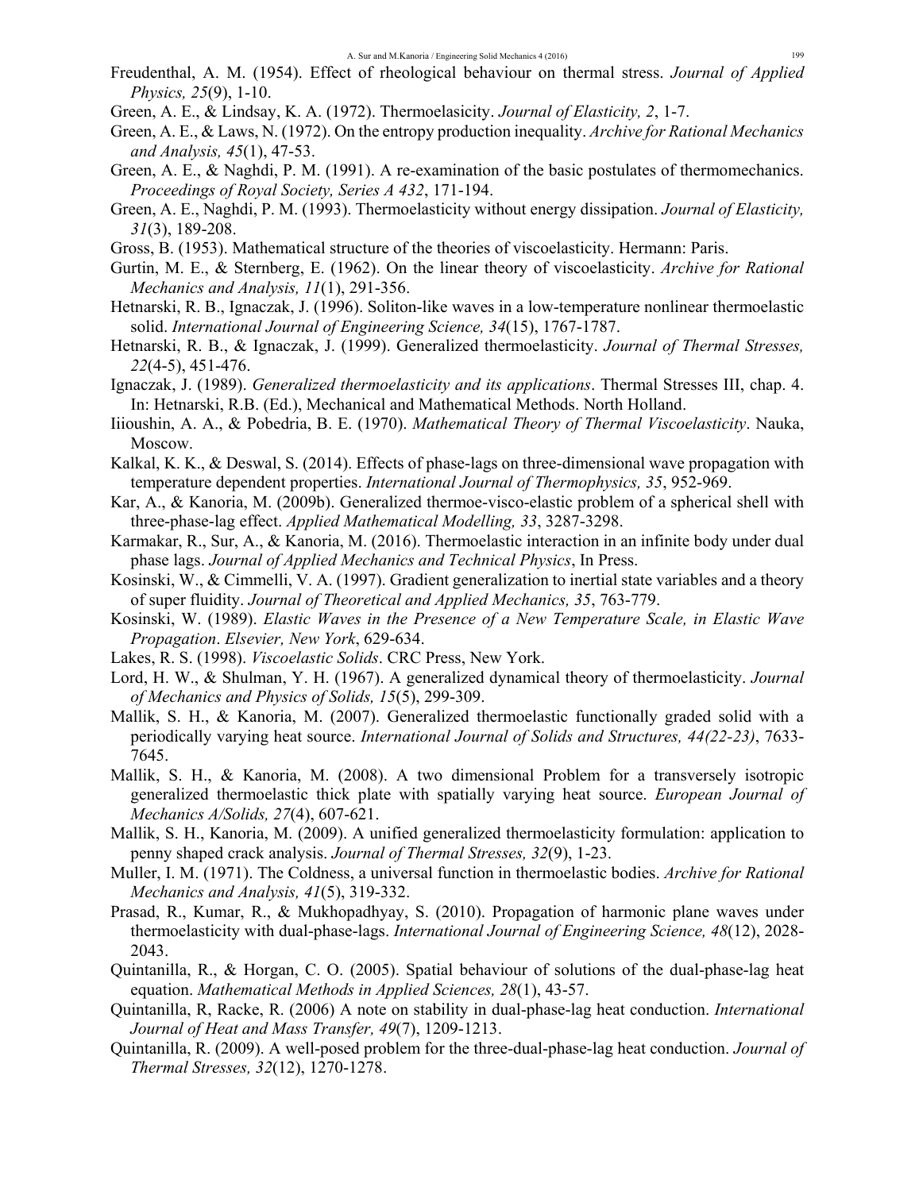Freudenthal, A. M. (1954). Effect of rheological behaviour on thermal stress. *Journal of Applied Physics, 25*(9), 1-10.

Green, A. E., & Lindsay, K. A. (1972). Thermoelasicity. *Journal of Elasticity, 2*, 1-7.

Green, A. E., & Laws, N. (1972). On the entropy production inequality. *Archive for Rational Mechanics and Analysis, 45*(1), 47-53.

Green, A. E., & Naghdi, P. M. (1991). A re-examination of the basic postulates of thermomechanics. *Proceedings of Royal Society, Series A 432*, 171-194.

Green, A. E., Naghdi, P. M. (1993). Thermoelasticity without energy dissipation. *Journal of Elasticity, 31*(3), 189-208.

Gross, B. (1953). Mathematical structure of the theories of viscoelasticity. Hermann: Paris.

Gurtin, M. E., & Sternberg, E. (1962). On the linear theory of viscoelasticity. *Archive for Rational Mechanics and Analysis, 11*(1), 291-356.

Hetnarski, R. B., Ignaczak, J. (1996). Soliton-like waves in a low-temperature nonlinear thermoelastic solid. *International Journal of Engineering Science, 34*(15), 1767-1787.

Hetnarski, R. B., & Ignaczak, J. (1999). Generalized thermoelasticity. *Journal of Thermal Stresses, 22*(4-5), 451-476.

Ignaczak, J. (1989). *Generalized thermoelasticity and its applications*. Thermal Stresses III, chap. 4. In: Hetnarski, R.B. (Ed.), Mechanical and Mathematical Methods. North Holland.

Iiioushin, A. A., & Pobedria, B. E. (1970). *Mathematical Theory of Thermal Viscoelasticity*. Nauka, Moscow.

Kalkal, K. K., & Deswal, S. (2014). Effects of phase-lags on three-dimensional wave propagation with temperature dependent properties. *International Journal of Thermophysics, 35*, 952-969.

Kar, A., & Kanoria, M. (2009b). Generalized thermoe-visco-elastic problem of a spherical shell with three-phase-lag effect. *Applied Mathematical Modelling, 33*, 3287-3298.

Karmakar, R., Sur, A., & Kanoria, M. (2016). Thermoelastic interaction in an infinite body under dual phase lags. *Journal of Applied Mechanics and Technical Physics*, In Press.

Kosinski, W., & Cimmelli, V. A. (1997). Gradient generalization to inertial state variables and a theory of super fluidity. *Journal of Theoretical and Applied Mechanics, 35*, 763-779.

Kosinski, W. (1989). *Elastic Waves in the Presence of a New Temperature Scale, in Elastic Wave Propagation*. *Elsevier, New York*, 629-634.

Lakes, R. S. (1998). *Viscoelastic Solids*. CRC Press, New York.

Lord, H. W., & Shulman, Y. H. (1967). A generalized dynamical theory of thermoelasticity. *Journal of Mechanics and Physics of Solids, 15*(5), 299-309.

Mallik, S. H., & Kanoria, M. (2007). Generalized thermoelastic functionally graded solid with a periodically varying heat source. *International Journal of Solids and Structures, 44(22-23)*, 7633-7645.

Mallik, S. H., & Kanoria, M. (2008). A two dimensional Problem for a transversely isotropic generalized thermoelastic thick plate with spatially varying heat source. *European Journal of Mechanics A/Solids, 27*(4), 607-621.

Mallik, S. H., Kanoria, M. (2009). A unified generalized thermoelasticity formulation: application to penny shaped crack analysis. *Journal of Thermal Stresses, 32*(9), 1-23.

Muller, I. M. (1971). The Coldness, a universal function in thermoelastic bodies. *Archive for Rational Mechanics and Analysis, 41*(5), 319-332.

Prasad, R., Kumar, R., & Mukhopadhyay, S. (2010). Propagation of harmonic plane waves under thermoelasticity with dual-phase-lags. *International Journal of Engineering Science, 48*(12), 2028-2043.

Quintanilla, R., & Horgan, C. O. (2005). Spatial behaviour of solutions of the dual-phase-lag heat equation. *Mathematical Methods in Applied Sciences, 28*(1), 43-57.

Quintanilla, R, Racke, R. (2006) A note on stability in dual-phase-lag heat conduction. *International Journal of Heat and Mass Transfer, 49*(7), 1209-1213.

Quintanilla, R. (2009). A well-posed problem for the three-dual-phase-lag heat conduction. *Journal of Thermal Stresses, 32*(12), 1270-1278.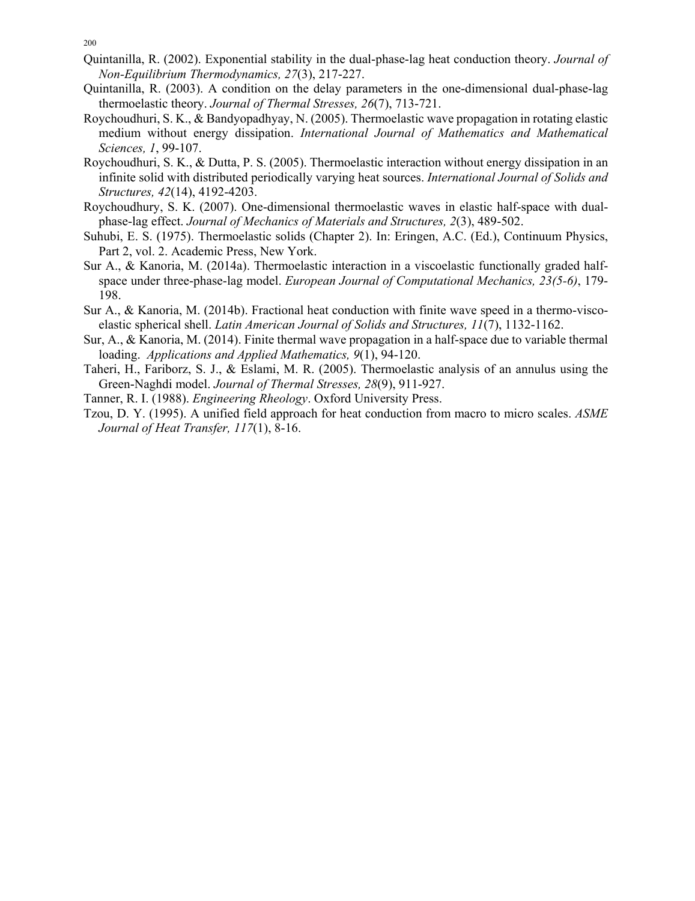Quintanilla, R. (2002). Exponential stability in the dual-phase-lag heat conduction theory. *Journal of Non-Equilibrium Thermodynamics, 27*(3), 217-227.

Quintanilla, R. (2003). A condition on the delay parameters in the one-dimensional dual-phase-lag thermoelastic theory. *Journal of Thermal Stresses, 26*(7), 713-721.

Roychoudhuri, S. K., & Bandyopadhyay, N. (2005). Thermoelastic wave propagation in rotating elastic medium without energy dissipation. *International Journal of Mathematics and Mathematical Sciences, 1*, 99-107.

Roychoudhuri, S. K., & Dutta, P. S. (2005). Thermoelastic interaction without energy dissipation in an infinite solid with distributed periodically varying heat sources. *International Journal of Solids and Structures, 42*(14), 4192-4203.

Roychoudhury, S. K. (2007). One-dimensional thermoelastic waves in elastic half-space with dual-phase-lag effect. *Journal of Mechanics of Materials and Structures, 2*(3), 489-502.

Suhubi, E. S. (1975). Thermoelastic solids (Chapter 2). In: Eringen, A.C. (Ed.), Continuum Physics, Part 2, vol. 2. Academic Press, New York.

Sur A., & Kanoria, M. (2014a). Thermoelastic interaction in a viscoelastic functionally graded half-space under three-phase-lag model. *European Journal of Computational Mechanics, 23(5-6)*, 179-198.

Sur A., & Kanoria, M. (2014b). Fractional heat conduction with finite wave speed in a thermo-visco-elastic spherical shell. *Latin American Journal of Solids and Structures, 11*(7), 1132-1162.

Sur, A., & Kanoria, M. (2014). Finite thermal wave propagation in a half-space due to variable thermal loading. *Applications and Applied Mathematics, 9*(1), 94-120.

Taheri, H., Fariborz, S. J., & Eslami, M. R. (2005). Thermoelastic analysis of an annulus using the Green-Naghdi model. *Journal of Thermal Stresses, 28*(9), 911-927.

Tanner, R. I. (1988). *Engineering Rheology*. Oxford University Press.

Tzou, D. Y. (1995). A unified field approach for heat conduction from macro to micro scales. *ASME Journal of Heat Transfer, 117*(1), 8-16.